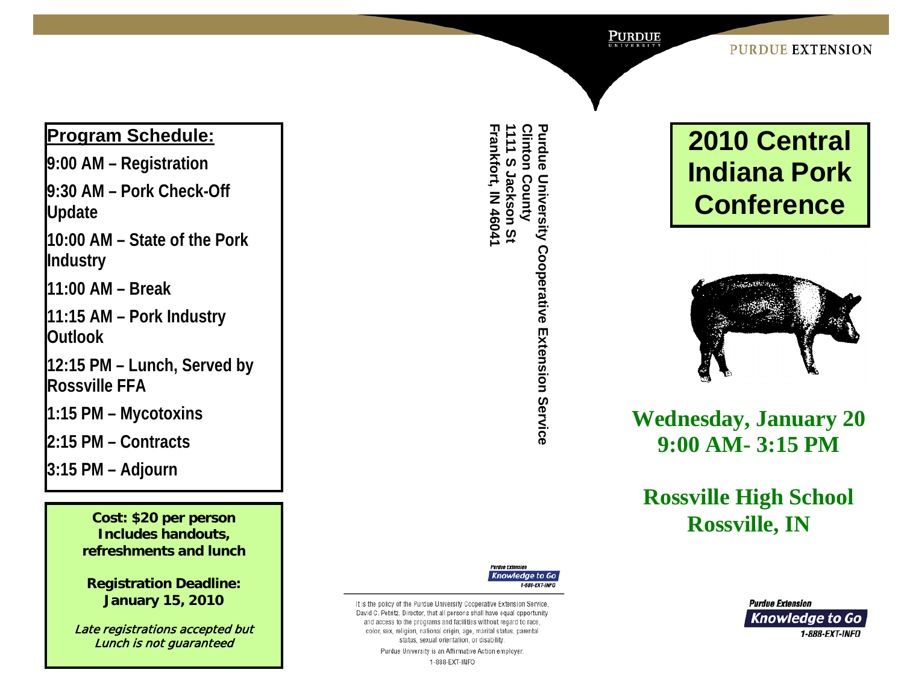## Program Schedule:

**9:00 AM – Registration**

**9:30 AM – Pork Check-Off Update**

**10:00 AM – State of the Pork Industry**

**11:00 AM – Break**

**11:15 AM – Pork Industry Outlook**

**12:15 PM – Lunch, Served by Rossville FFA**

**1:15 PM – Mycotoxins**

**2:15 PM – Contracts**

**3:15 PM – Adjourn**

**Cost: $20 per person**
**Includes handouts, refreshments and lunch**

**Registration Deadline: January 15, 2010**

*Late registrations accepted but Lunch is not guaranteed*

**Purdue University Cooperative Extension Service**
**Clinton County**
**1111 S Jackson St**
**Frankfort, IN 46041**

Purdue Extension
Knowledge to Go
1-888-EXT-INFO

It is the policy of the Purdue University Cooperative Extension Service, David C. Petritz, Director, that all persons shall have equal opportunity and access to the programs and facilities without regard to race, color, sex, religion, national origin, age, marital status, parental status, sexual orientation, or disability.

Purdue University is an Affirmative Action employer.

1-888-EXT-INFO

PURDUE UNIVERSITY

PURDUE EXTENSION

# 2010 Central Indiana Pork Conference

**Wednesday, January 20**
**9:00 AM- 3:15 PM**

**Rossville High School**
**Rossville, IN**

Purdue Extension
Knowledge to Go
1-888-EXT-INFO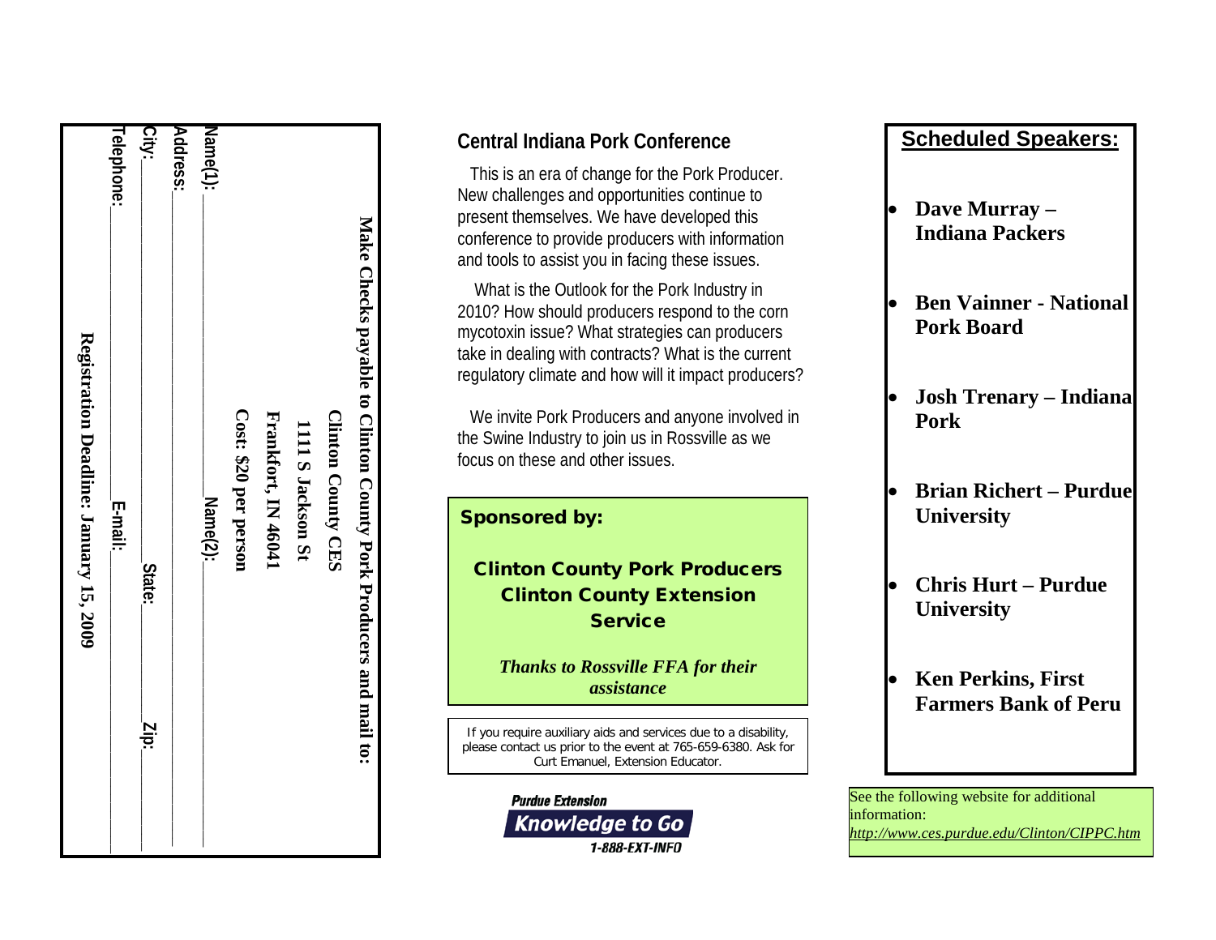**Make Checks payable to Clinton County Pork Producers and mail to:**

**Clinton County CES**
**1111 S Jackson St**
**Frankfort, IN 46041**
**Cost: $20 per person**

Name(1):\_\_\_\_\_\_\_\_\_\_\_\_\_\_\_\_ Name(2):\_\_\_\_\_\_\_\_\_\_\_\_\_\_\_\_

Address:\_\_\_\_\_\_\_\_\_\_\_\_\_\_\_\_\_\_\_\_\_\_\_\_\_\_\_\_\_\_\_\_

City:\_\_\_\_\_\_\_\_\_\_\_\_\_\_\_\_ State:\_\_\_\_\_\_\_\_ Zip:\_\_\_\_\_\_\_\_

Telephone:\_\_\_\_\_\_\_\_\_\_\_\_\_\_\_\_ E-mail:\_\_\_\_\_\_\_\_\_\_\_\_\_\_\_\_

**Registration Deadline: January 15, 2009**

## Central Indiana Pork Conference

This is an era of change for the Pork Producer. New challenges and opportunities continue to present themselves. We have developed this conference to provide producers with information and tools to assist you in facing these issues.

What is the Outlook for the Pork Industry in 2010? How should producers respond to the corn mycotoxin issue? What strategies can producers take in dealing with contracts? What is the current regulatory climate and how will it impact producers?

We invite Pork Producers and anyone involved in the Swine Industry to join us in Rossville as we focus on these and other issues.

**Sponsored by:**

**Clinton County Pork Producers**
**Clinton County Extension Service**

***Thanks to Rossville FFA for their assistance***

If you require auxiliary aids and services due to a disability, please contact us prior to the event at 765-659-6380. Ask for Curt Emanuel, Extension Educator.

Purdue Extension
Knowledge to Go
1-888-EXT-INFO

## Scheduled Speakers:

- **Dave Murray – Indiana Packers**
- **Ben Vainner - National Pork Board**
- **Josh Trenary – Indiana Pork**
- **Brian Richert – Purdue University**
- **Chris Hurt – Purdue University**
- **Ken Perkins, First Farmers Bank of Peru**

See the following website for additional information:
*http://www.ces.purdue.edu/Clinton/CIPPC.htm*